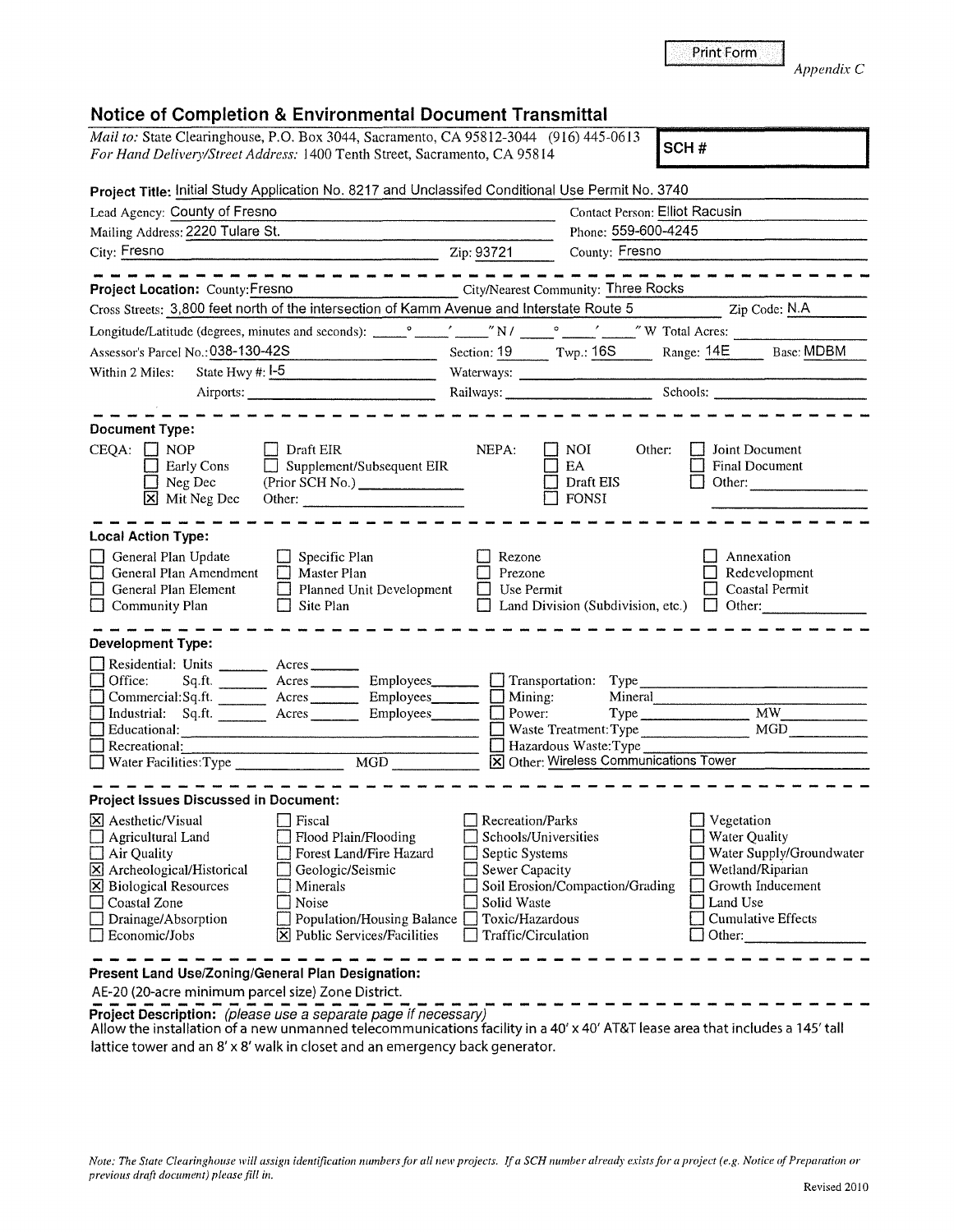Print Form

*Appendix C*

## Notice of Completion & Environmental Document Transmittal

*Mail to:* State Clearinghouse, P.O. Box 3044, Sacramento, CA 95812-3044 (916) 445-0613
*For Hand Delivery/Street Address:* 1400 Tenth Street, Sacramento, CA 95814

**SCH #**

**Project Title:** Initial Study Application No. 8217 and Unclassifed Conditional Use Permit No. 3740

Lead Agency: County of Fresno — Contact Person: Elliot Racusin

Mailing Address: 2220 Tulare St. — Phone: 559-600-4245

City: Fresno — Zip: 93721 — County: Fresno

---

**Project Location:** County: Fresno — City/Nearest Community: Three Rocks

Cross Streets: 3,800 feet north of the intersection of Kamm Avenue and Interstate Route 5 — Zip Code: N.A

Longitude/Latitude (degrees, minutes and seconds): ____° ____′ ____″ N / ____° ____′ ____″ W Total Acres: ____

Assessor's Parcel No.: 038-130-42S — Section: 19 — Twp.: 16S — Range: 14E — Base: MDBM

Within 2 Miles: State Hwy #: I-5 — Waterways: ____

Airports: ____ — Railways: ____ — Schools: ____

---

**Document Type:**

CEQA:
- [ ] NOP
- [ ] Early Cons
- [ ] Neg Dec
- [x] Mit Neg Dec
- [ ] Draft EIR
- [ ] Supplement/Subsequent EIR (Prior SCH No.) ____
- Other: ____

NEPA:
- [ ] NOI
- [ ] EA
- [ ] Draft EIS
- [ ] FONSI

Other:
- [ ] Joint Document
- [ ] Final Document
- [ ] Other: ____

---

**Local Action Type:**

- [ ] General Plan Update
- [ ] General Plan Amendment
- [ ] General Plan Element
- [ ] Community Plan
- [ ] Specific Plan
- [ ] Master Plan
- [ ] Planned Unit Development
- [ ] Site Plan
- [ ] Rezone
- [ ] Prezone
- [ ] Use Permit
- [ ] Land Division (Subdivision, etc.)
- [ ] Annexation
- [ ] Redevelopment
- [ ] Coastal Permit
- [ ] Other: ____

---

**Development Type:**

- [ ] Residential: Units ____ Acres ____
- [ ] Office: Sq.ft. ____ Acres ____ Employees ____
- [ ] Commercial: Sq.ft. ____ Acres ____ Employees ____
- [ ] Industrial: Sq.ft. ____ Acres ____ Employees ____
- [ ] Educational: ____
- [ ] Recreational: ____
- [ ] Water Facilities: Type ____ MGD ____
- [ ] Transportation: Type ____
- [ ] Mining: Mineral ____
- [ ] Power: Type ____ MW ____
- [ ] Waste Treatment: Type ____ MGD ____
- [ ] Hazardous Waste: Type ____
- [x] Other: Wireless Communications Tower

---

**Project Issues Discussed in Document:**

- [x] Aesthetic/Visual
- [ ] Agricultural Land
- [ ] Air Quality
- [x] Archeological/Historical
- [x] Biological Resources
- [ ] Coastal Zone
- [ ] Drainage/Absorption
- [ ] Economic/Jobs
- [ ] Fiscal
- [ ] Flood Plain/Flooding
- [ ] Forest Land/Fire Hazard
- [ ] Geologic/Seismic
- [ ] Minerals
- [ ] Noise
- [ ] Population/Housing Balance
- [x] Public Services/Facilities
- [ ] Recreation/Parks
- [ ] Schools/Universities
- [ ] Septic Systems
- [ ] Sewer Capacity
- [ ] Soil Erosion/Compaction/Grading
- [ ] Solid Waste
- [ ] Toxic/Hazardous
- [ ] Traffic/Circulation
- [ ] Vegetation
- [ ] Water Quality
- [ ] Water Supply/Groundwater
- [ ] Wetland/Riparian
- [ ] Growth Inducement
- [ ] Land Use
- [ ] Cumulative Effects
- [ ] Other: ____

---

**Present Land Use/Zoning/General Plan Designation:**

AE-20 (20-acre minimum parcel size) Zone District.

---

**Project Description:** *(please use a separate page if necessary)*

Allow the installation of a new unmanned telecommunications facility in a 40′ x 40′ AT&T lease area that includes a 145′ tall lattice tower and an 8′ x 8′ walk in closet and an emergency back generator.

*Note: The State Clearinghouse will assign identification numbers for all new projects. If a SCH number already exists for a project (e.g. Notice of Preparation or previous draft document) please fill in.*

Revised 2010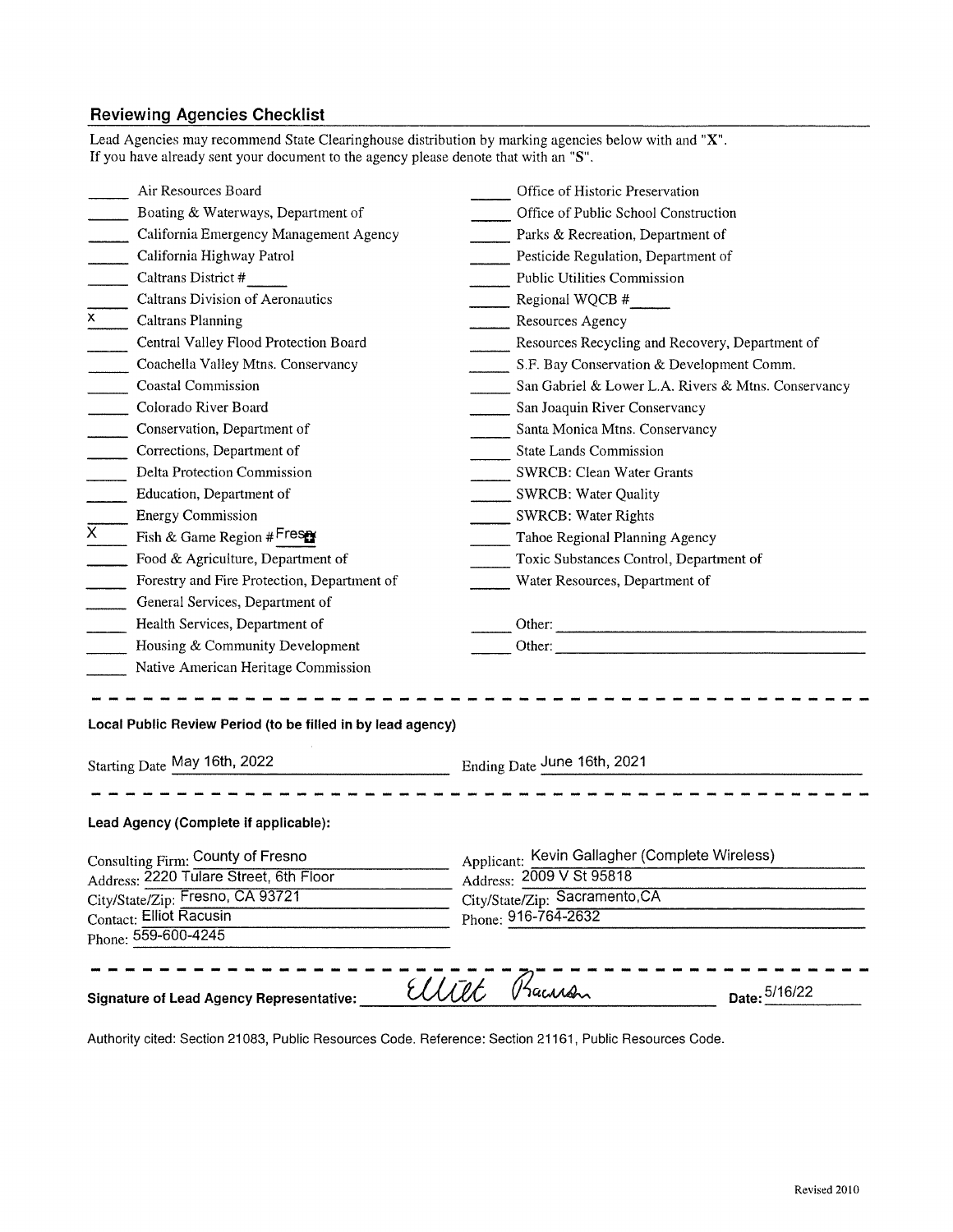## Reviewing Agencies Checklist

Lead Agencies may recommend State Clearinghouse distribution by marking agencies below with and "X".
If you have already sent your document to the agency please denote that with an "S".

| | | | |
|---|---|---|---|
| ____ | Air Resources Board | ____ | Office of Historic Preservation |
| ____ | Boating & Waterways, Department of | ____ | Office of Public School Construction |
| ____ | California Emergency Management Agency | ____ | Parks & Recreation, Department of |
| ____ | California Highway Patrol | ____ | Pesticide Regulation, Department of |
| ____ | Caltrans District # ____ | ____ | Public Utilities Commission |
| ____ | Caltrans Division of Aeronautics | ____ | Regional WQCB # ____ |
| X | Caltrans Planning | ____ | Resources Agency |
| ____ | Central Valley Flood Protection Board | ____ | Resources Recycling and Recovery, Department of |
| ____ | Coachella Valley Mtns. Conservancy | ____ | S.F. Bay Conservation & Development Comm. |
| ____ | Coastal Commission | ____ | San Gabriel & Lower L.A. Rivers & Mtns. Conservancy |
| ____ | Colorado River Board | ____ | San Joaquin River Conservancy |
| ____ | Conservation, Department of | ____ | Santa Monica Mtns. Conservancy |
| ____ | Corrections, Department of | ____ | State Lands Commission |
| ____ | Delta Protection Commission | ____ | SWRCB: Clean Water Grants |
| ____ | Education, Department of | ____ | SWRCB: Water Quality |
| ____ | Energy Commission | ____ | SWRCB: Water Rights |
| X | Fish & Game Region # Fresno | ____ | Tahoe Regional Planning Agency |
| ____ | Food & Agriculture, Department of | ____ | Toxic Substances Control, Department of |
| ____ | Forestry and Fire Protection, Department of | ____ | Water Resources, Department of |
| ____ | General Services, Department of | | |
| ____ | Health Services, Department of | ____ | Other: ____ |
| ____ | Housing & Community Development | ____ | Other: ____ |
| ____ | Native American Heritage Commission | | |

---

**Local Public Review Period (to be filled in by lead agency)**

Starting Date May 16th, 2022

Ending Date June 16th, 2021

---

**Lead Agency (Complete if applicable):**

Consulting Firm: County of Fresno
Address: 2220 Tulare Street, 6th Floor
City/State/Zip: Fresno, CA 93721
Contact: Elliot Racusin
Phone: 559-600-4245

Applicant: Kevin Gallagher (Complete Wireless)
Address: 2009 V St 95818
City/State/Zip: Sacramento,CA
Phone: 916-764-2632

---

**Signature of Lead Agency Representative:** Elliot Racusin **Date:** 5/16/22

Authority cited: Section 21083, Public Resources Code. Reference: Section 21161, Public Resources Code.

Revised 2010